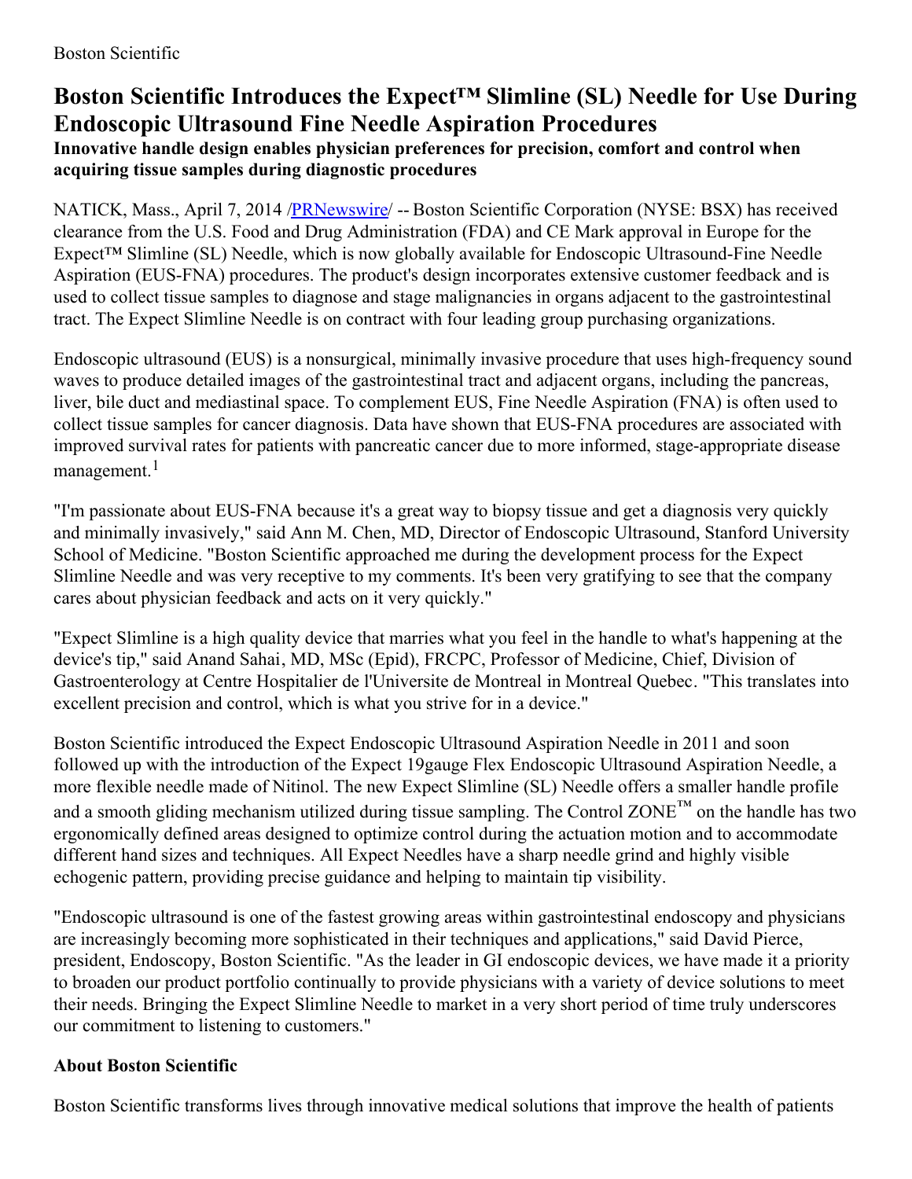Boston Scientific

# Boston Scientific Introduces the Expect™ Slimline (SL) Needle for Use During Endoscopic Ultrasound Fine Needle Aspiration Procedures

### Innovative handle design enables physician preferences for precision, comfort and control when acquiring tissue samples during diagnostic procedures

NATICK, Mass., April 7, 2014 /[PRNewswire](http://www.prnewswire.com/)/ -- Boston Scientific Corporation (NYSE: BSX) has received clearance from the U.S. Food and Drug Administration (FDA) and CE Mark approval in Europe for the Expect™ Slimline (SL) Needle, which is now globally available for Endoscopic Ultrasound-Fine Needle Aspiration (EUS-FNA) procedures. The product's design incorporates extensive customer feedback and is used to collect tissue samples to diagnose and stage malignancies in organs adjacent to the gastrointestinal tract. The Expect Slimline Needle is on contract with four leading group purchasing organizations.

Endoscopic ultrasound (EUS) is a nonsurgical, minimally invasive procedure that uses high-frequency sound waves to produce detailed images of the gastrointestinal tract and adjacent organs, including the pancreas, liver, bile duct and mediastinal space. To complement EUS, Fine Needle Aspiration (FNA) is often used to collect tissue samples for cancer diagnosis. Data have shown that EUS-FNA procedures are associated with improved survival rates for patients with pancreatic cancer due to more informed, stage-appropriate disease management.[1]

"I'm passionate about EUS-FNA because it's a great way to biopsy tissue and get a diagnosis very quickly and minimally invasively," said Ann M. Chen, MD, Director of Endoscopic Ultrasound, Stanford University School of Medicine. "Boston Scientific approached me during the development process for the Expect Slimline Needle and was very receptive to my comments. It's been very gratifying to see that the company cares about physician feedback and acts on it very quickly."

"Expect Slimline is a high quality device that marries what you feel in the handle to what's happening at the device's tip," said Anand Sahai, MD, MSc (Epid), FRCPC, Professor of Medicine, Chief, Division of Gastroenterology at Centre Hospitalier de l'Universite de Montreal in Montreal Quebec. "This translates into excellent precision and control, which is what you strive for in a device."

Boston Scientific introduced the Expect Endoscopic Ultrasound Aspiration Needle in 2011 and soon followed up with the introduction of the Expect 19gauge Flex Endoscopic Ultrasound Aspiration Needle, a more flexible needle made of Nitinol. The new Expect Slimline (SL) Needle offers a smaller handle profile and a smooth gliding mechanism utilized during tissue sampling. The Control ZONE™ on the handle has two ergonomically defined areas designed to optimize control during the actuation motion and to accommodate different hand sizes and techniques. All Expect Needles have a sharp needle grind and highly visible echogenic pattern, providing precise guidance and helping to maintain tip visibility.

"Endoscopic ultrasound is one of the fastest growing areas within gastrointestinal endoscopy and physicians are increasingly becoming more sophisticated in their techniques and applications," said David Pierce, president, Endoscopy, Boston Scientific. "As the leader in GI endoscopic devices, we have made it a priority to broaden our product portfolio continually to provide physicians with a variety of device solutions to meet their needs. Bringing the Expect Slimline Needle to market in a very short period of time truly underscores our commitment to listening to customers."

### About Boston Scientific

Boston Scientific transforms lives through innovative medical solutions that improve the health of patients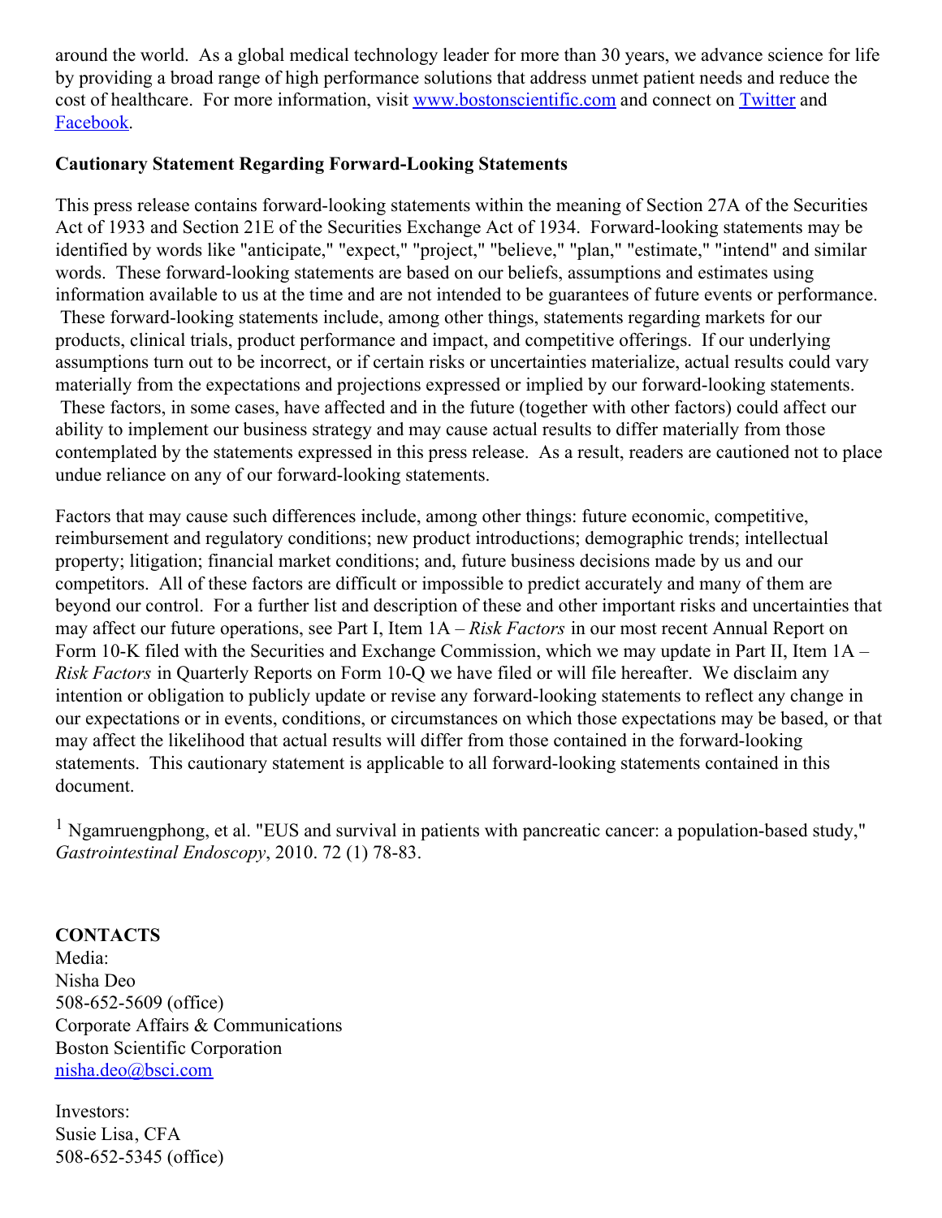around the world. As a global medical technology leader for more than 30 years, we advance science for life by providing a broad range of high performance solutions that address unmet patient needs and reduce the cost of healthcare. For more information, visit [www.bostonscientific.com](http://www.bostonscientific.com) and connect on [Twitter](https://twitter.com) and [Facebook](https://facebook.com).

**Cautionary Statement Regarding Forward-Looking Statements**

This press release contains forward-looking statements within the meaning of Section 27A of the Securities Act of 1933 and Section 21E of the Securities Exchange Act of 1934. Forward-looking statements may be identified by words like "anticipate," "expect," "project," "believe," "plan," "estimate," "intend" and similar words. These forward-looking statements are based on our beliefs, assumptions and estimates using information available to us at the time and are not intended to be guarantees of future events or performance. These forward-looking statements include, among other things, statements regarding markets for our products, clinical trials, product performance and impact, and competitive offerings. If our underlying assumptions turn out to be incorrect, or if certain risks or uncertainties materialize, actual results could vary materially from the expectations and projections expressed or implied by our forward-looking statements. These factors, in some cases, have affected and in the future (together with other factors) could affect our ability to implement our business strategy and may cause actual results to differ materially from those contemplated by the statements expressed in this press release. As a result, readers are cautioned not to place undue reliance on any of our forward-looking statements.

Factors that may cause such differences include, among other things: future economic, competitive, reimbursement and regulatory conditions; new product introductions; demographic trends; intellectual property; litigation; financial market conditions; and, future business decisions made by us and our competitors. All of these factors are difficult or impossible to predict accurately and many of them are beyond our control. For a further list and description of these and other important risks and uncertainties that may affect our future operations, see Part I, Item 1A – *Risk Factors* in our most recent Annual Report on Form 10-K filed with the Securities and Exchange Commission, which we may update in Part II, Item 1A – *Risk Factors* in Quarterly Reports on Form 10-Q we have filed or will file hereafter. We disclaim any intention or obligation to publicly update or revise any forward-looking statements to reflect any change in our expectations or in events, conditions, or circumstances on which those expectations may be based, or that may affect the likelihood that actual results will differ from those contained in the forward-looking statements. This cautionary statement is applicable to all forward-looking statements contained in this document.

[1] Ngamruengphong, et al. "EUS and survival in patients with pancreatic cancer: a population-based study," *Gastrointestinal Endoscopy*, 2010. 72 (1) 78-83.

**CONTACTS**
Media:
Nisha Deo
508-652-5609 (office)
Corporate Affairs & Communications
Boston Scientific Corporation
[nisha.deo@bsci.com](mailto:nisha.deo@bsci.com)

Investors:
Susie Lisa, CFA
508-652-5345 (office)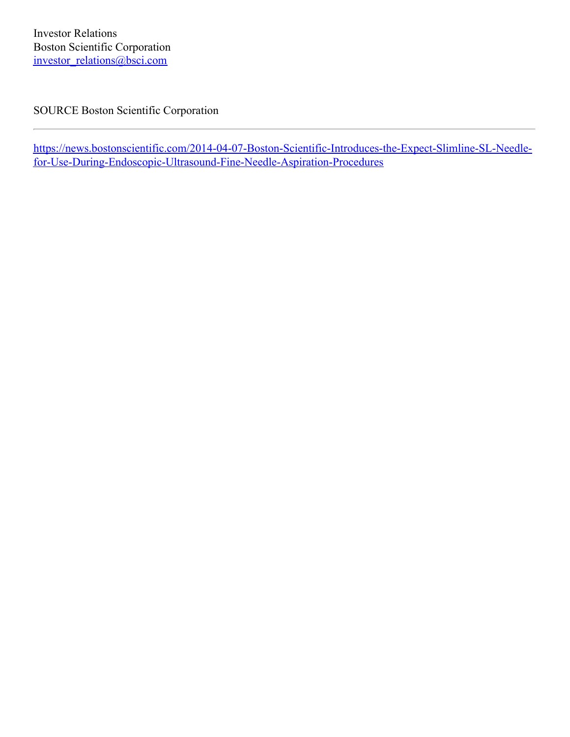Investor Relations
Boston Scientific Corporation
investor_relations@bsci.com

SOURCE Boston Scientific Corporation

---

https://news.bostonscientific.com/2014-04-07-Boston-Scientific-Introduces-the-Expect-Slimline-SL-Needle-for-Use-During-Endoscopic-Ultrasound-Fine-Needle-Aspiration-Procedures